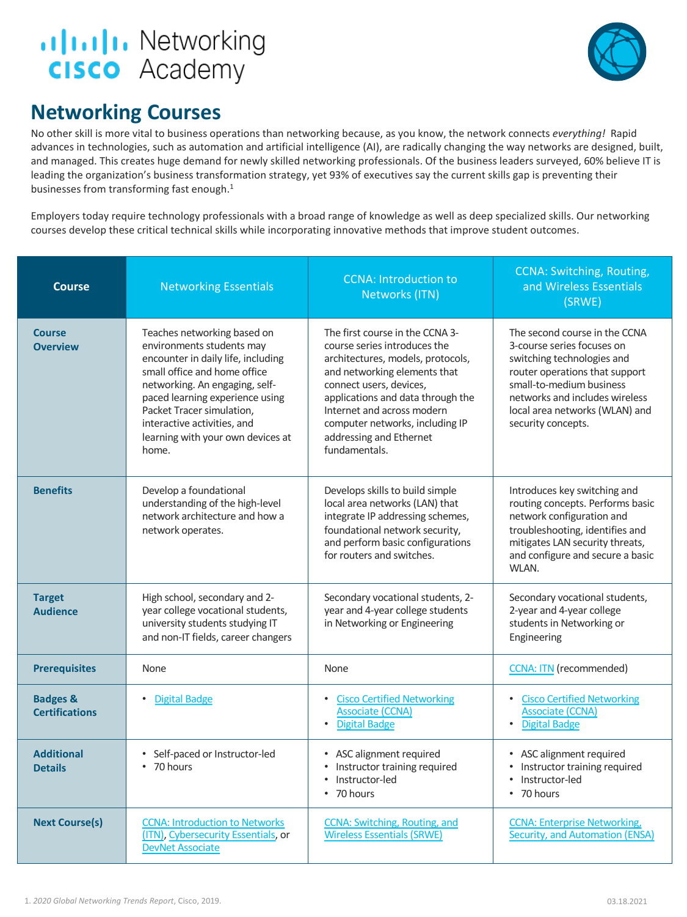# Networking Courses

No other skill is more vital to business operations than networking because, as you know, the network connects *everything!* Rapid advances in technologies, such as automation and artificial intelligence (AI), are radically changing the way networks are designed, built, and managed. This creates huge demand for newly skilled networking professionals. Of the business leaders surveyed, 60% believe IT is leading the organization's business transformation strategy, yet 93% of executives say the current skills gap is preventing their businesses from transforming fast enough.[1]

Employers today require technology professionals with a broad range of knowledge as well as deep specialized skills. Our networking courses develop these critical technical skills while incorporating innovative methods that improve student outcomes.

| Course | Networking Essentials | CCNA: Introduction to Networks (ITN) | CCNA: Switching, Routing, and Wireless Essentials (SRWE) |
|---|---|---|---|
| **Course Overview** | Teaches networking based on environments students may encounter in daily life, including small office and home office networking. An engaging, self-paced learning experience using Packet Tracer simulation, interactive activities, and learning with your own devices at home. | The first course in the CCNA 3-course series introduces the architectures, models, protocols, and networking elements that connect users, devices, applications and data through the Internet and across modern computer networks, including IP addressing and Ethernet fundamentals. | The second course in the CCNA 3-course series focuses on switching technologies and router operations that support small-to-medium business networks and includes wireless local area networks (WLAN) and security concepts. |
| **Benefits** | Develop a foundational understanding of the high-level network architecture and how a network operates. | Develops skills to build simple local area networks (LAN) that integrate IP addressing schemes, foundational network security, and perform basic configurations for routers and switches. | Introduces key switching and routing concepts. Performs basic network configuration and troubleshooting, identifies and mitigates LAN security threats, and configure and secure a basic WLAN. |
| **Target Audience** | High school, secondary and 2-year college vocational students, university students studying IT and non-IT fields, career changers | Secondary vocational students, 2-year and 4-year college students in Networking or Engineering | Secondary vocational students, 2-year and 4-year college students in Networking or Engineering |
| **Prerequisites** | None | None | CCNA: ITN (recommended) |
| **Badges & Certifications** | • Digital Badge | • Cisco Certified Networking Associate (CCNA)<br>• Digital Badge | • Cisco Certified Networking Associate (CCNA)<br>• Digital Badge |
| **Additional Details** | • Self-paced or Instructor-led<br>• 70 hours | • ASC alignment required<br>• Instructor training required<br>• Instructor-led<br>• 70 hours | • ASC alignment required<br>• Instructor training required<br>• Instructor-led<br>• 70 hours |
| **Next Course(s)** | CCNA: Introduction to Networks (ITN), Cybersecurity Essentials, or DevNet Associate | CCNA: Switching, Routing, and Wireless Essentials (SRWE) | CCNA: Enterprise Networking, Security, and Automation (ENSA) |

1. *2020 Global Networking Trends Report*, Cisco, 2019.

03.18.2021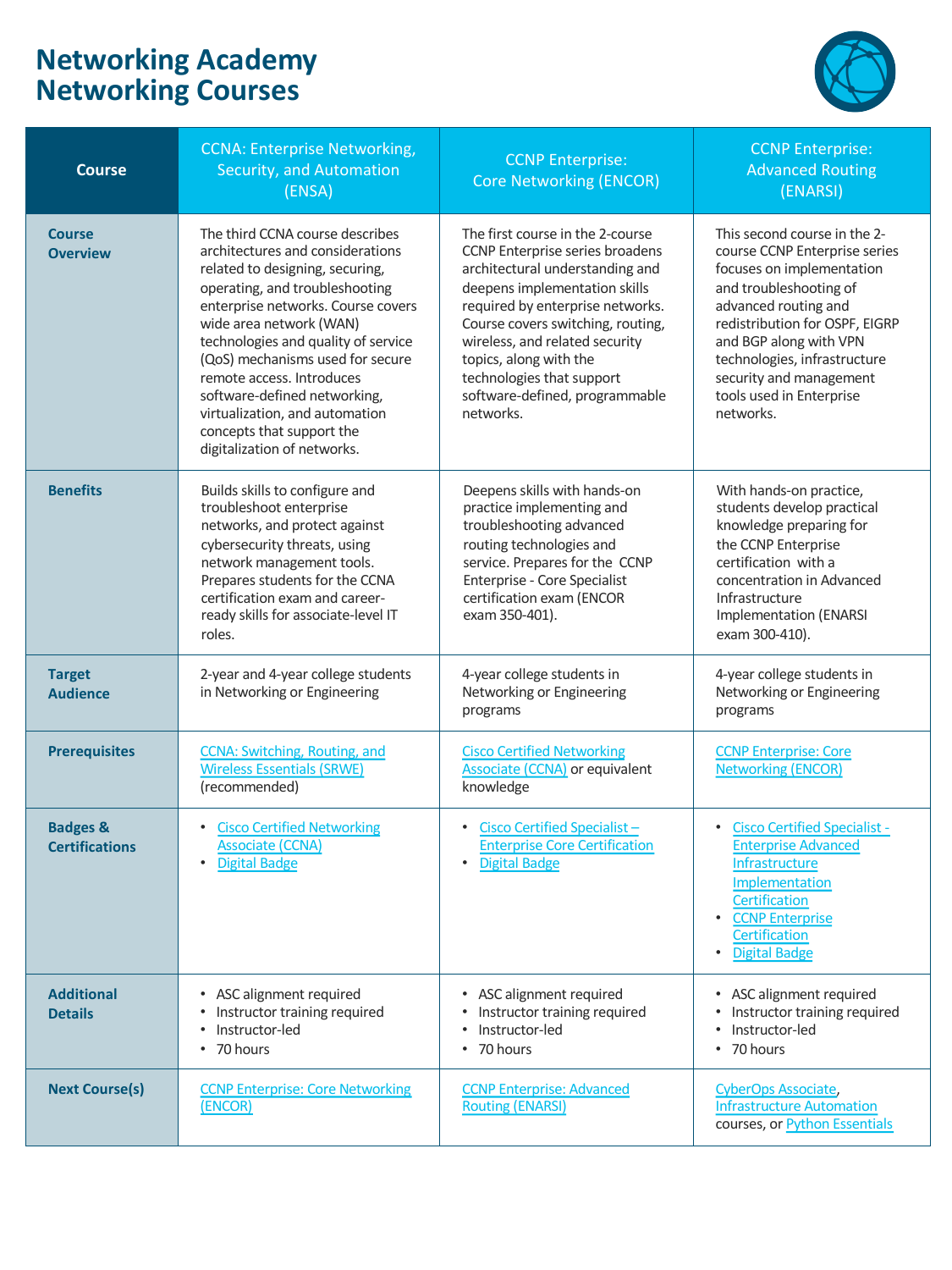# Networking Academy Networking Courses

| Course | CCNA: Enterprise Networking, Security, and Automation (ENSA) | CCNP Enterprise: Core Networking (ENCOR) | CCNP Enterprise: Advanced Routing (ENARSI) |
|---|---|---|---|
| **Course Overview** | The third CCNA course describes architectures and considerations related to designing, securing, operating, and troubleshooting enterprise networks. Course covers wide area network (WAN) technologies and quality of service (QoS) mechanisms used for secure remote access. Introduces software-defined networking, virtualization, and automation concepts that support the digitalization of networks. | The first course in the 2-course CCNP Enterprise series broadens architectural understanding and deepens implementation skills required by enterprise networks. Course covers switching, routing, wireless, and related security topics, along with the technologies that support software-defined, programmable networks. | This second course in the 2-course CCNP Enterprise series focuses on implementation and troubleshooting of advanced routing and redistribution for OSPF, EIGRP and BGP along with VPN technologies, infrastructure security and management tools used in Enterprise networks. |
| **Benefits** | Builds skills to configure and troubleshoot enterprise networks, and protect against cybersecurity threats, using network management tools. Prepares students for the CCNA certification exam and career-ready skills for associate-level IT roles. | Deepens skills with hands-on practice implementing and troubleshooting advanced routing technologies and service. Prepares for the CCNP Enterprise - Core Specialist certification exam (ENCOR exam 350-401). | With hands-on practice, students develop practical knowledge preparing for the CCNP Enterprise certification with a concentration in Advanced Infrastructure Implementation (ENARSI exam 300-410). |
| **Target Audience** | 2-year and 4-year college students in Networking or Engineering | 4-year college students in Networking or Engineering programs | 4-year college students in Networking or Engineering programs |
| **Prerequisites** | CCNA: Switching, Routing, and Wireless Essentials (SRWE) (recommended) | Cisco Certified Networking Associate (CCNA) or equivalent knowledge | CCNP Enterprise: Core Networking (ENCOR) |
| **Badges & Certifications** | • Cisco Certified Networking Associate (CCNA)<br>• Digital Badge | • Cisco Certified Specialist – Enterprise Core Certification<br>• Digital Badge | • Cisco Certified Specialist - Enterprise Advanced Infrastructure Implementation Certification<br>• CCNP Enterprise Certification<br>• Digital Badge |
| **Additional Details** | • ASC alignment required<br>• Instructor training required<br>• Instructor-led<br>• 70 hours | • ASC alignment required<br>• Instructor training required<br>• Instructor-led<br>• 70 hours | • ASC alignment required<br>• Instructor training required<br>• Instructor-led<br>• 70 hours |
| **Next Course(s)** | CCNP Enterprise: Core Networking (ENCOR) | CCNP Enterprise: Advanced Routing (ENARSI) | CyberOps Associate, Infrastructure Automation courses, or Python Essentials |